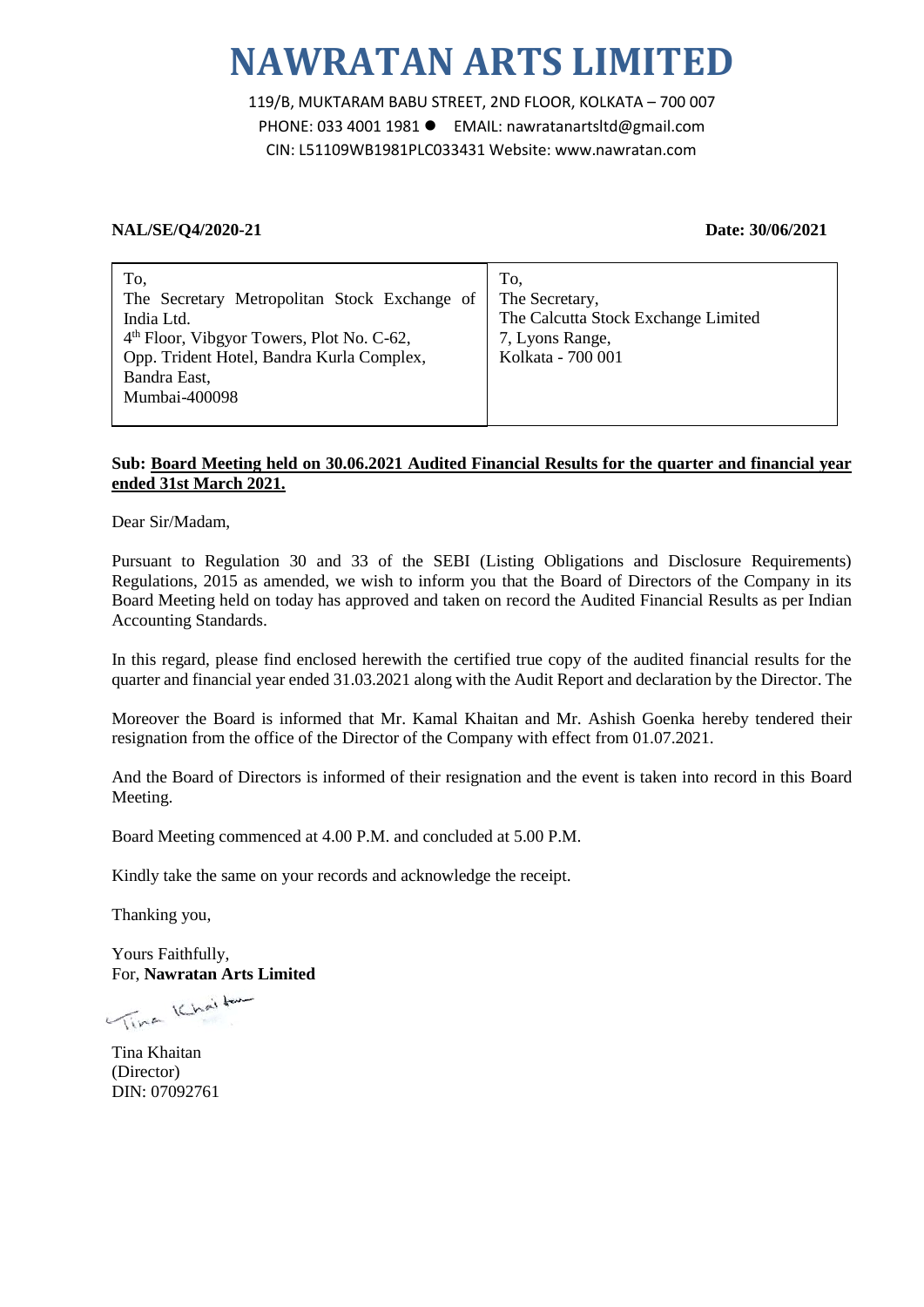# NAWRATAN ARTS LIMITED

119/B, MUKTARAM BABU STREET, 2ND FLOOR, KOLKATA – 700 007
PHONE: 033 4001 1981 ● EMAIL: nawratanartsltd@gmail.com
CIN: L51109WB1981PLC033431 Website: www.nawratan.com

**NAL/SE/Q4/2020-21** **Date: 30/06/2021**

| To,<br>The Secretary Metropolitan Stock Exchange of India Ltd.<br>4th Floor, Vibgyor Towers, Plot No. C-62,<br>Opp. Trident Hotel, Bandra Kurla Complex,<br>Bandra East,<br>Mumbai-400098 | To,<br>The Secretary,<br>The Calcutta Stock Exchange Limited<br>7, Lyons Range,<br>Kolkata - 700 001 |
|---|---|

**Sub: Board Meeting held on 30.06.2021 Audited Financial Results for the quarter and financial year ended 31st March 2021.**

Dear Sir/Madam,

Pursuant to Regulation 30 and 33 of the SEBI (Listing Obligations and Disclosure Requirements) Regulations, 2015 as amended, we wish to inform you that the Board of Directors of the Company in its Board Meeting held on today has approved and taken on record the Audited Financial Results as per Indian Accounting Standards.

In this regard, please find enclosed herewith the certified true copy of the audited financial results for the quarter and financial year ended 31.03.2021 along with the Audit Report and declaration by the Director. The

Moreover the Board is informed that Mr. Kamal Khaitan and Mr. Ashish Goenka hereby tendered their resignation from the office of the Director of the Company with effect from 01.07.2021.

And the Board of Directors is informed of their resignation and the event is taken into record in this Board Meeting.

Board Meeting commenced at 4.00 P.M. and concluded at 5.00 P.M.

Kindly take the same on your records and acknowledge the receipt.

Thanking you,

Yours Faithfully,
For, **Nawratan Arts Limited**

Tina Khaitan
(Director)
DIN: 07092761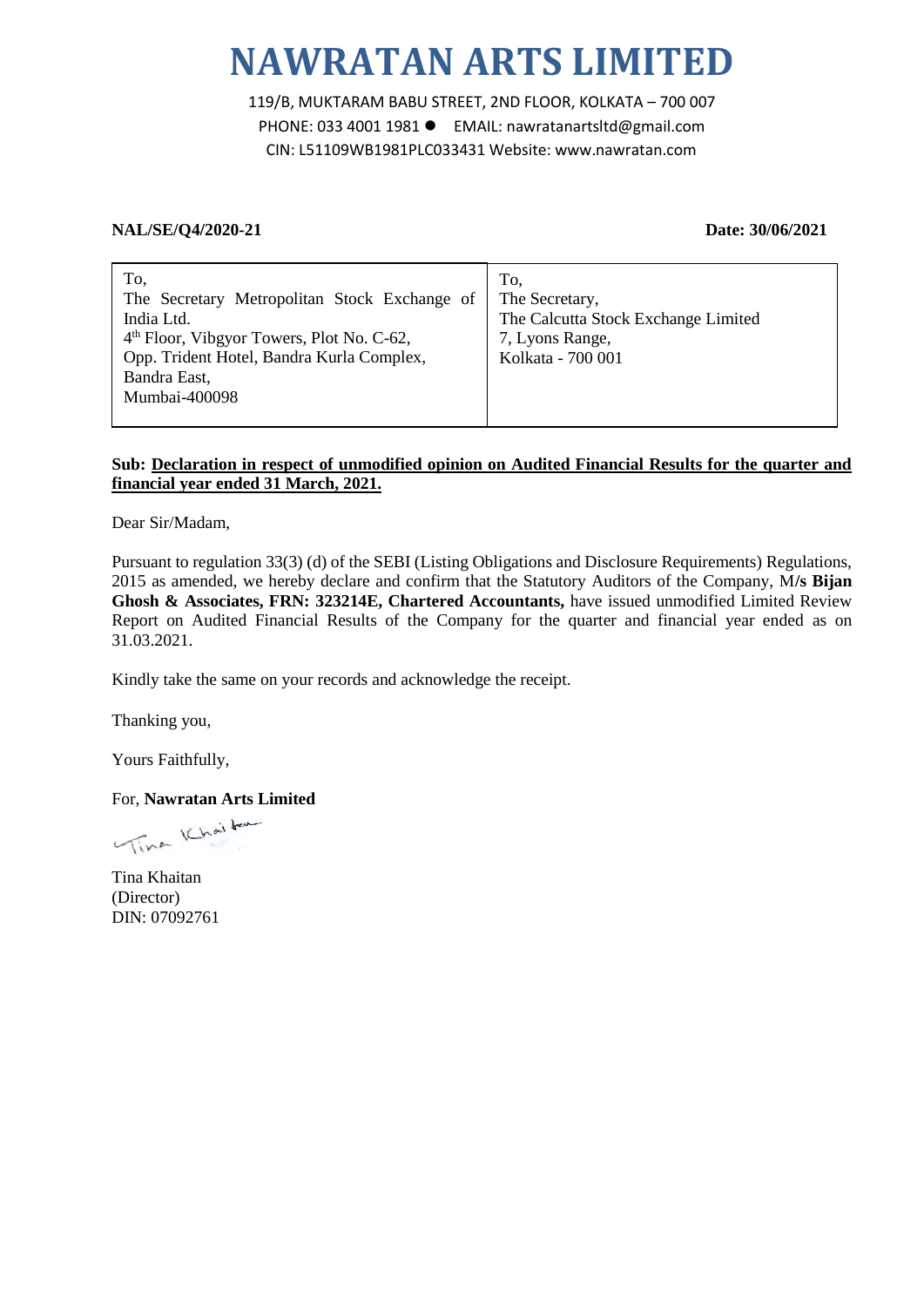# NAWRATAN ARTS LIMITED

119/B, MUKTARAM BABU STREET, 2ND FLOOR, KOLKATA – 700 007
PHONE: 033 4001 1981 ● EMAIL: nawratanartsltd@gmail.com
CIN: L51109WB1981PLC033431 Website: www.nawratan.com

**NAL/SE/Q4/2020-21** **Date: 30/06/2021**

| To, The Secretary Metropolitan Stock Exchange of India Ltd. 4th Floor, Vibgyor Towers, Plot No. C-62, Opp. Trident Hotel, Bandra Kurla Complex, Bandra East, Mumbai-400098 | To, The Secretary, The Calcutta Stock Exchange Limited 7, Lyons Range, Kolkata - 700 001 |
|---|---|

**Sub: Declaration in respect of unmodified opinion on Audited Financial Results for the quarter and financial year ended 31 March, 2021.**

Dear Sir/Madam,

Pursuant to regulation 33(3) (d) of the SEBI (Listing Obligations and Disclosure Requirements) Regulations, 2015 as amended, we hereby declare and confirm that the Statutory Auditors of the Company, M**/s Bijan Ghosh & Associates, FRN: 323214E, Chartered Accountants,** have issued unmodified Limited Review Report on Audited Financial Results of the Company for the quarter and financial year ended as on 31.03.2021.

Kindly take the same on your records and acknowledge the receipt.

Thanking you,

Yours Faithfully,

For, **Nawratan Arts Limited**

Tina Khaitan
(Director)
DIN: 07092761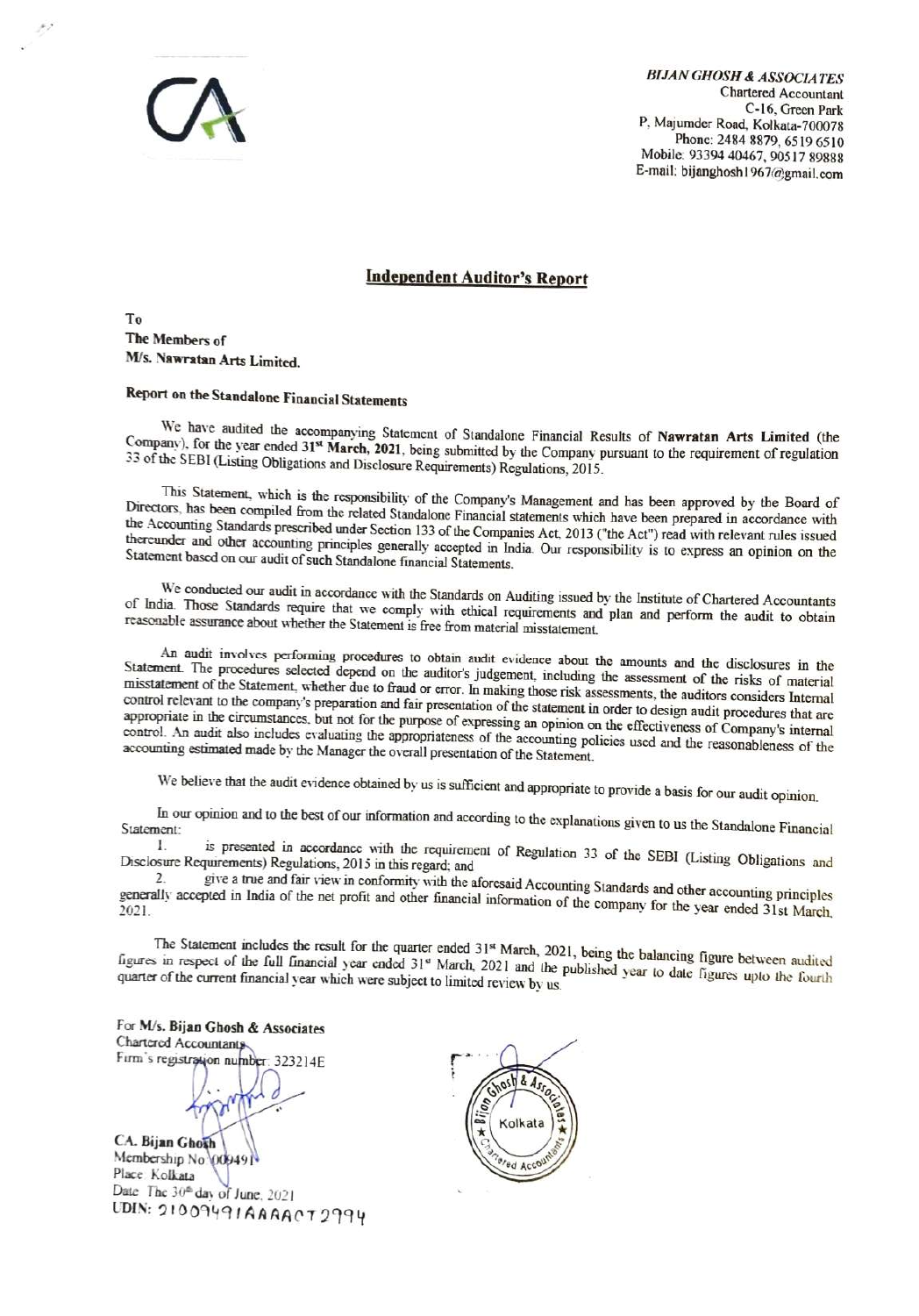**BIJAN GHOSH & ASSOCIATES**
Chartered Accountant
C-16, Green Park
P, Majumder Road, Kolkata-700078
Phone: 2484 8879, 6519 6510
Mobile: 93394 40467, 90517 89888
E-mail: bijanghosh1967@gmail.com

## Independent Auditor's Report

To
**The Members of**
**M/s. Nawratan Arts Limited.**

### Report on the Standalone Financial Statements

We have audited the accompanying Statement of Standalone Financial Results of **Nawratan Arts Limited** (the Company), for the year ended 31st **March, 2021**, being submitted by the Company pursuant to the requirement of regulation 33 of the SEBI (Listing Obligations and Disclosure Requirements) Regulations, 2015.

This Statement, which is the responsibility of the Company's Management and has been approved by the Board of Directors, has been compiled from the related Standalone Financial statements which have been prepared in accordance with the Accounting Standards prescribed under Section 133 of the Companies Act, 2013 ("the Act") read with relevant rules issued thereunder and other accounting principles generally accepted in India. Our responsibility is to express an opinion on the Statement based on our audit of such Standalone financial Statements.

We conducted our audit in accordance with the Standards on Auditing issued by the Institute of Chartered Accountants of India. Those Standards require that we comply with ethical requirements and plan and perform the audit to obtain reasonable assurance about whether the Statement is free from material misstatement.

An audit involves performing procedures to obtain audit evidence about the amounts and the disclosures in the Statement. The procedures selected depend on the auditor's judgement, including the assessment of the risks of material misstatement of the Statement, whether due to fraud or error. In making those risk assessments, the auditors considers Internal control relevant to the company's preparation and fair presentation of the statement in order to design audit procedures that are appropriate in the circumstances, but not for the purpose of expressing an opinion on the effectiveness of Company's internal control. An audit also includes evaluating the appropriateness of the accounting policies used and the reasonableness of the accounting estimated made by the Manager the overall presentation of the Statement.

We believe that the audit evidence obtained by us is sufficient and appropriate to provide a basis for our audit opinion.

In our opinion and to the best of our information and according to the explanations given to us the Standalone Financial Statement:

1. is presented in accordance with the requirement of Regulation 33 of the SEBI (Listing Obligations and Disclosure Requirements) Regulations, 2015 in this regard; and
2. give a true and fair view in conformity with the aforesaid Accounting Standards and other accounting principles generally accepted in India of the net profit and other financial information of the company for the year ended 31st March, 2021.

The Statement includes the result for the quarter ended 31st March, 2021, being the balancing figure between audited figures in respect of the full financial year ended 31st March, 2021 and the published year to date figures upto the fourth quarter of the current financial year which were subject to limited review by us.

For **M/s. Bijan Ghosh & Associates**
Chartered Accountants
Firm's registration number: 323214E

**CA. Bijan Ghosh**
Membership No 009491
Place: Kolkata
Date: The 30th day of June, 2021
UDIN: 21009491AAAACT2994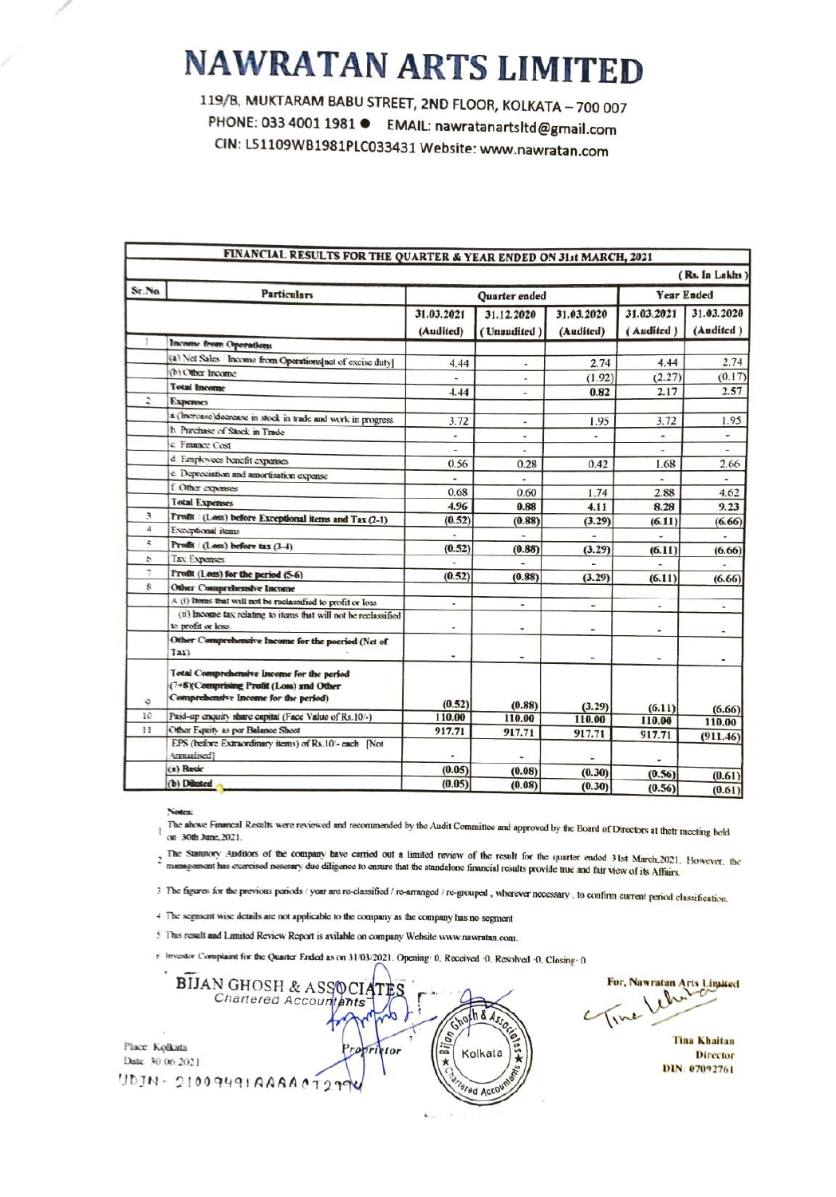# NAWRATAN ARTS LIMITED

119/B, MUKTARAM BABU STREET, 2ND FLOOR, KOLKATA – 700 007
PHONE: 033 4001 1981 ● EMAIL: nawratanartsltd@gmail.com
CIN: L51109WB1981PLC033431 Website: www.nawratan.com

| FINANCIAL RESULTS FOR THE QUARTER & YEAR ENDED ON 31st MARCH, 2021 | | | | | | |
|---|---|---|---|---|---|---|
| | | | | | | (Rs. In Lakhs) |
| Sr.No | Particulars | Quarter ended | | | Year Ended | |
| | | 31.03.2021 (Audited) | 31.12.2020 (Unaudited) | 31.03.2020 (Audited) | 31.03.2021 (Audited) | 31.03.2020 (Audited) |
| 1 | **Income from Operations** | | | | | |
| | (a) Net Sales Income from Operations(net of excise duty) | 4.44 | - | 2.74 | 4.44 | 2.74 |
| | (b) Other Income | - | - | (1.92) | (2.27) | (0.17) |
| | **Total Income** | 4.44 | - | 0.82 | 2.17 | 2.57 |
| 2 | **Expenses** | | | | | |
| | a.(Increase)decrease in stock in trade and work in progress | 3.72 | - | 1.95 | 3.72 | 1.95 |
| | b. Purchase of Stock in Trade | - | - | - | - | - |
| | c. Finance Cost | - | - | | - | - |
| | d. Employees benefit expenses | 0.56 | 0.28 | 0.42 | 1.68 | 2.66 |
| | e. Depreciation and amortisation expense | - | - | | - | - |
| | f. Other expenses | 0.68 | 0.60 | 1.74 | 2.88 | 4.62 |
| | **Total Expenses** | 4.96 | 0.88 | 4.11 | 8.28 | 9.23 |
| 3 | **Profit / (Loss) before Exceptional items and Tax (2-1)** | (0.52) | (0.88) | (3.29) | (6.11) | (6.66) |
| 4 | Exceptional items | - | - | - | - | - |
| 5 | **Profit / (Loss) before tax (3-4)** | (0.52) | (0.88) | (3.29) | (6.11) | (6.66) |
| 6 | Tax Expenses | - | - | - | - | - |
| 7 | **Profit (Loss) for the period (5-6)** | (0.52) | (0.88) | (3.29) | (6.11) | (6.66) |
| 8 | **Other Comprehensive Income** | | | | | |
| | A (i) Items that will not be reclassified to profit or loss | - | - | - | - | - |
| | (ii) Income tax relating to items that will not be reclassified to profit or loss | - | - | - | - | - |
| | **Other Comprehensive Income for the poeriod (Net of Tax)** | - | - | - | - | - |
| 9 | **Total Comprehensive Income for the period (7+8)(Comprising Profit (Loss) and Other Comprehensive Income for the period)** | (0.52) | (0.88) | (3.29) | (6.11) | (6.66) |
| 10 | Paid-up enquity share capital (Face Value of Rs.10/-) | 110.00 | 110.00 | 110.00 | 110.00 | 110.00 |
| 11 | Other Equity as per Balance Sheet | 917.71 | 917.71 | 917.71 | 917.71 | (911.46) |
| | EPS (before Extraordinary items) of Rs.10/- each [Not Annualised] | - | - | - | - | |
| | **(a) Basic** | (0.05) | (0.08) | (0.30) | (0.56) | (0.61) |
| | **(b) Diluted** | (0.05) | (0.08) | (0.30) | (0.56) | (0.61) |

**Notes:**

1. The above Financial Results were reviewed and recommended by the Audit Committee and approved by the Board of Directors at their meeting held on 30th June, 2021.
2. The Statutory Auditors of the company have carried out a limited review of the result for the quarter ended 31st March,2021. However, the management has exercised nesesary due diligence to ensure that the standalone financial results provide true and fair view of its Affairs.
3. The figures for the previous periods / year are re-classified / re-arranged / re-grouped, wherever necessary, to confirm current period classification.
4. The segment wise details are not applicable to the company as the company has no segment.
5. This result and Limited Review Report is avilable on company Website www.nawratan.com.
6. Investor Complaint for the Quarter Ended as on 31/03/2021. Opening: 0, Received :0, Resolved :0, Closing: 0

BIJAN GHOSH & ASSOCIATES
Chartered Accountants

Proprietor

Place: Kolkata
Date: 30.06.2021
UDIN - 21009491AAAACT2994

For, Nawratan Arts Limited

Tina Khaitan
Director
DIN: 07092761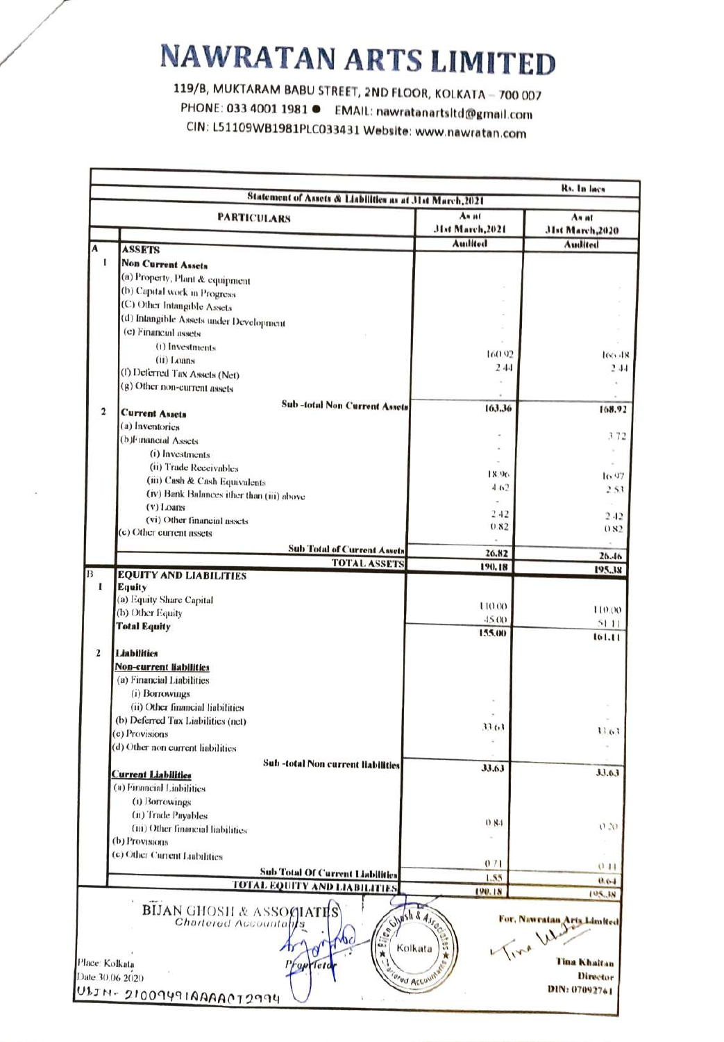# NAWRATAN ARTS LIMITED

119/B, MUKTARAM BABU STREET, 2ND FLOOR, KOLKATA – 700 007
PHONE: 033 4001 1981 ● EMAIL: nawratanartsltd@gmail.com
CIN: L51109WB1981PLC033431 Website: www.nawratan.com

Rs. In lacs

**Statement of Assets & Liabilities as at 31st March,2021**

| | | PARTICULARS | As at 31st March,2021 | As at 31st March,2020 |
|---|---|---|---|---|
| | | | **Audited** | **Audited** |
| **A** | | **ASSETS** | | |
| | **1** | **Non Current Assets** | | |
| | | (a) Property, Plant & equipment | - | - |
| | | (b) Capital work in Progress | - | - |
| | | (C) Other Intangible Assets | - | - |
| | | (d) Intangible Assets under Development | - | - |
| | | (e) Financial assets | | |
| | | (i) Investments | 160.92 | 166.48 |
| | | (ii) Loans | 2.44 | 2.44 |
| | | (f) Deferred Tax Assets (Net) | - | - |
| | | (g) Other non-current assets | - | - |
| | | **Sub -total Non Current Assets** | **163.36** | **168.92** |
| | **2** | **Current Assets** | | |
| | | (a) Inventories | - | 3.72 |
| | | (b)Financial Assets | | |
| | | (i) Investments | - | - |
| | | (ii) Trade Receivables | 18.96 | 16.97 |
| | | (iii) Cash & Cash Equivalents | 4.62 | 2.53 |
| | | (iv) Bank Balances ither than (iii) above | - | - |
| | | (v) Loans | 2.42 | 2.42 |
| | | (vi) Other financial assets | 0.82 | 0.82 |
| | | (c) Other current assets | - | - |
| | | **Sub Total of Current Assets** | **26.82** | **26.46** |
| | | **TOTAL ASSETS** | **190.18** | **195.38** |
| **B** | | **EQUITY AND LIABILITIES** | | |
| | **1** | **Equity** | | |
| | | (a) Equity Share Capital | 110.00 | 110.00 |
| | | (b) Other Equity | 45.00 | 51.11 |
| | | **Total Equity** | **155.00** | **161.11** |
| | **2** | **Liabilities** | | |
| | | **Non-current liabilities** | | |
| | | (a) Financial Liabilities | | |
| | | (i) Borrowings | - | - |
| | | (ii) Other financial liabilities | - | - |
| | | (b) Deferred Tax Liabilities (net) | 33.63 | 33.63 |
| | | (c) Provisions | - | - |
| | | (d) Other non current liabilities | - | - |
| | | **Sub -total Non current liabilities** | **33.63** | **33.63** |
| | | **Current Liabilities** | | |
| | | (a) Financial Liabilities | | |
| | | (i) Borrowings | | |
| | | (ii) Trade Payables | 0.84 | 0.20 |
| | | (iii) Other financial liabilities | - | |
| | | (b) Provisions | | |
| | | (c) Other Current Liabilities | 0.71 | 0.44 |
| | | **Sub Total Of Current Liabilities** | **1.55** | **0.64** |
| | | **TOTAL EQUITY AND LIABILITIES** | **190.18** | **195.38** |

BIJAN GHOSH & ASSOCIATES
Chartered Accountants

Proprietor

Place: Kolkata
Date: 30.06.2020
UDIN- 21009491AAAAAC12994

For, Nawratan Arts Limited

**Tina Khaitan**
**Director**
**DIN: 07092761**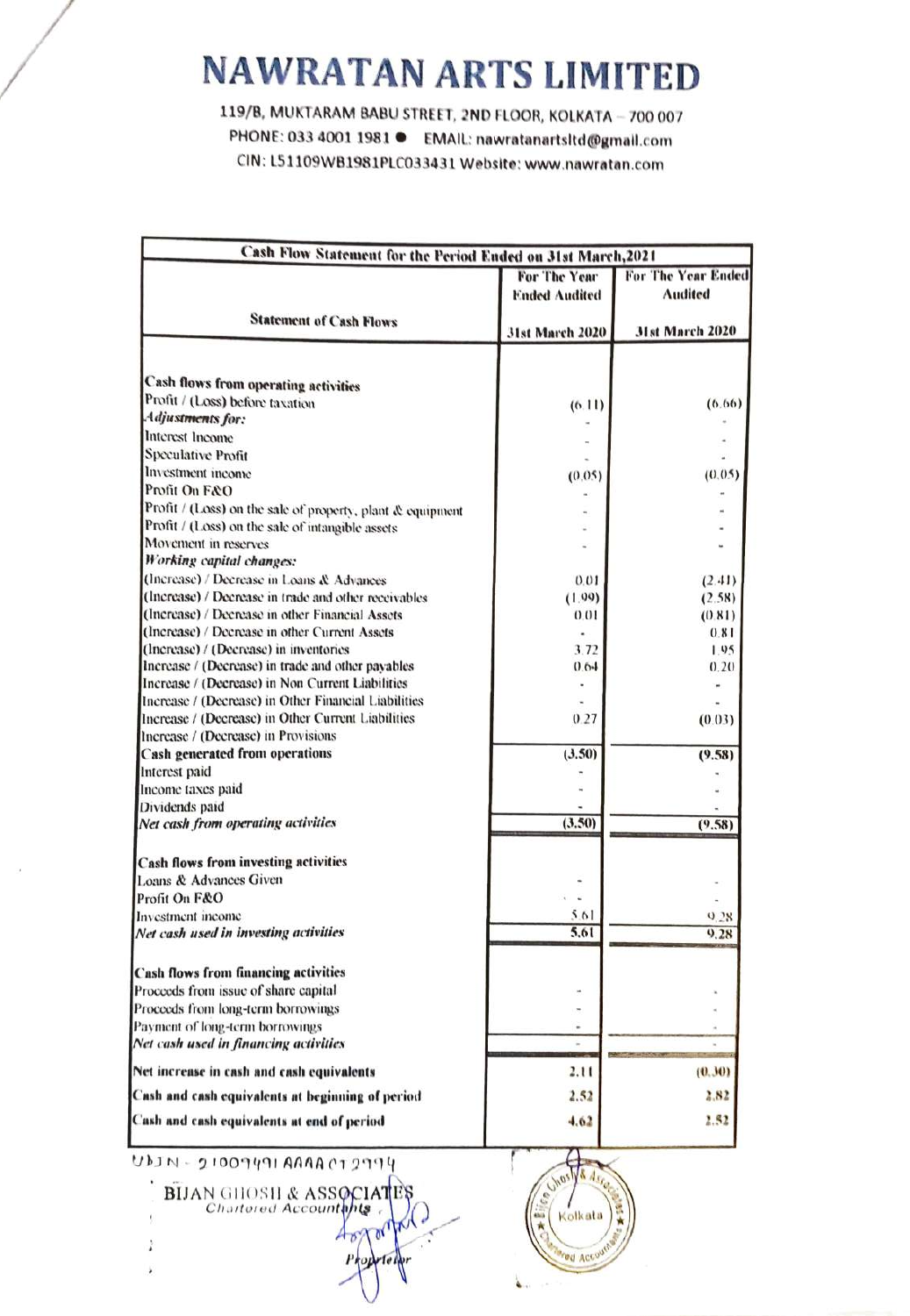# NAWRATAN ARTS LIMITED

119/B, MUKTARAM BABU STREET, 2ND FLOOR, KOLKATA – 700 007
PHONE: 033 4001 1981 ● EMAIL: nawratanartsltd@gmail.com
CIN: L51109WB1981PLC033431 Website: www.nawratan.com

| Cash Flow Statement for the Period Ended on 31st March,2021 | | |
|---|---|---|
| **Statement of Cash Flows** | **For The Year Ended Audited 31st March 2020** | **For The Year Ended Audited 31st March 2020** |
| **Cash flows from operating activities** | | |
| Profit / (Loss) before taxation | (6.11) | (6.66) |
| ***Adjustments for:*** | - | - |
| Interest Income | - | - |
| Speculative Profit | - | - |
| Investment income | (0.05) | (0.05) |
| Profit On F&O | - | - |
| Profit / (Loss) on the sale of property, plant & equipment | - | - |
| Profit / (Loss) on the sale of intangible assets | - | - |
| Movement in reserves | - | - |
| ***Working capital changes:*** | | |
| (Increase) / Decrease in Loans & Advances | 0.01 | (2.41) |
| (Increase) / Decrease in trade and other receivables | (1.99) | (2.58) |
| (Increase) / Decrease in other Financial Assets | 0.01 | (0.81) |
| (Increase) / Decrease in other Current Assets | - | 0.81 |
| (Increase) / (Decrease) in inventories | 3.72 | 1.95 |
| Increase / (Decrease) in trade and other payables | 0.64 | 0.20 |
| Increase / (Decrease) in Non Current Liabilities | - | - |
| Increase / (Decrease) in Other Financial Liabilities | - | - |
| Increase / (Decrease) in Other Current Liabilities | 0.27 | (0.03) |
| Increase / (Decrease) in Provisions | | |
| **Cash generated from operations** | **(3.50)** | **(9.58)** |
| Interest paid | - | - |
| Income taxes paid | - | - |
| Dividends paid | - | - |
| ***Net cash from operating activities*** | **(3.50)** | **(9.58)** |
| **Cash flows from investing activities** | | |
| Loans & Advances Given | - | - |
| Profit On F&O | - | - |
| Investment income | 5.61 | 9.28 |
| ***Net cash used in investing activities*** | **5.61** | **9.28** |
| **Cash flows from financing activities** | | |
| Proceeds from issue of share capital | - | - |
| Proceeds from long-term borrowings | - | - |
| Payment of long-term borrowings | - | - |
| ***Net cash used in financing activities*** | - | - |
| **Net increase in cash and cash equivalents** | **2.11** | **(0.30)** |
| **Cash and cash equivalents at beginning of period** | **2.52** | **2.82** |
| **Cash and cash equivalents at end of period** | **4.62** | **2.52** |

UDIN - 21009491AAAA C12994

**BIJAN GHOSH & ASSOCIATES**
*Chartered Accountants*

Proprietor

Bijan Ghosh & Associates, Kolkata, Chartered Accountants